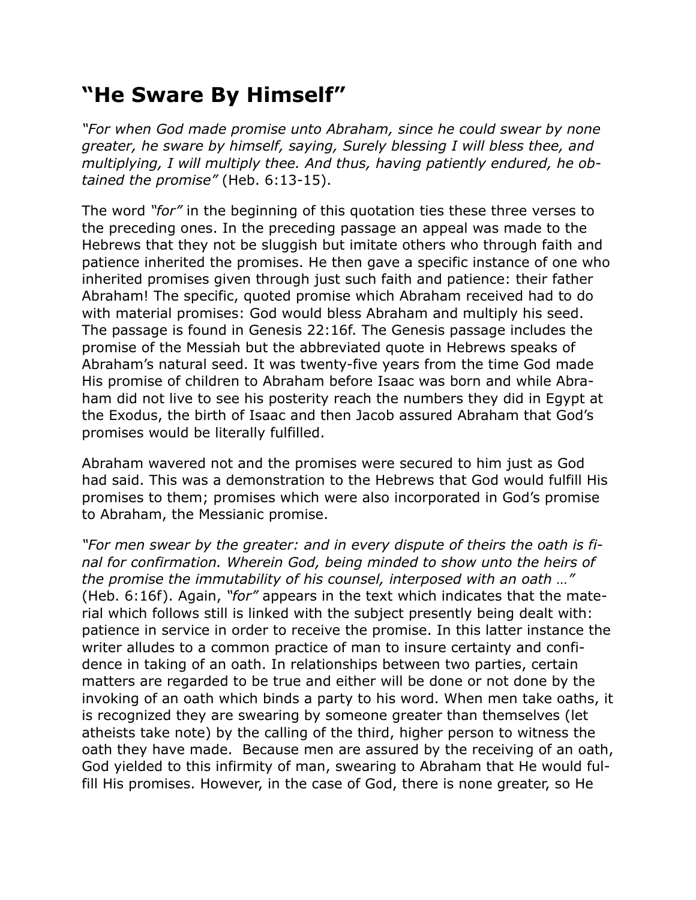# “He Sware By Himself”

*“For when God made promise unto Abraham, since he could swear by none greater, he sware by himself, saying, Surely blessing I will bless thee, and multiplying, I will multiply thee. And thus, having patiently endured, he obtained the promise”* (Heb. 6:13-15).

The word *“for”* in the beginning of this quotation ties these three verses to the preceding ones. In the preceding passage an appeal was made to the Hebrews that they not be sluggish but imitate others who through faith and patience inherited the promises. He then gave a specific instance of one who inherited promises given through just such faith and patience: their father Abraham! The specific, quoted promise which Abraham received had to do with material promises: God would bless Abraham and multiply his seed. The passage is found in Genesis 22:16f. The Genesis passage includes the promise of the Messiah but the abbreviated quote in Hebrews speaks of Abraham’s natural seed. It was twenty-five years from the time God made His promise of children to Abraham before Isaac was born and while Abraham did not live to see his posterity reach the numbers they did in Egypt at the Exodus, the birth of Isaac and then Jacob assured Abraham that God’s promises would be literally fulfilled.

Abraham wavered not and the promises were secured to him just as God had said. This was a demonstration to the Hebrews that God would fulfill His promises to them; promises which were also incorporated in God’s promise to Abraham, the Messianic promise.

*“For men swear by the greater: and in every dispute of theirs the oath is final for confirmation. Wherein God, being minded to show unto the heirs of the promise the immutability of his counsel, interposed with an oath …”* (Heb. 6:16f). Again, *“for”* appears in the text which indicates that the material which follows still is linked with the subject presently being dealt with: patience in service in order to receive the promise. In this latter instance the writer alludes to a common practice of man to insure certainty and confidence in taking of an oath. In relationships between two parties, certain matters are regarded to be true and either will be done or not done by the invoking of an oath which binds a party to his word. When men take oaths, it is recognized they are swearing by someone greater than themselves (let atheists take note) by the calling of the third, higher person to witness the oath they have made. Because men are assured by the receiving of an oath, God yielded to this infirmity of man, swearing to Abraham that He would fulfill His promises. However, in the case of God, there is none greater, so He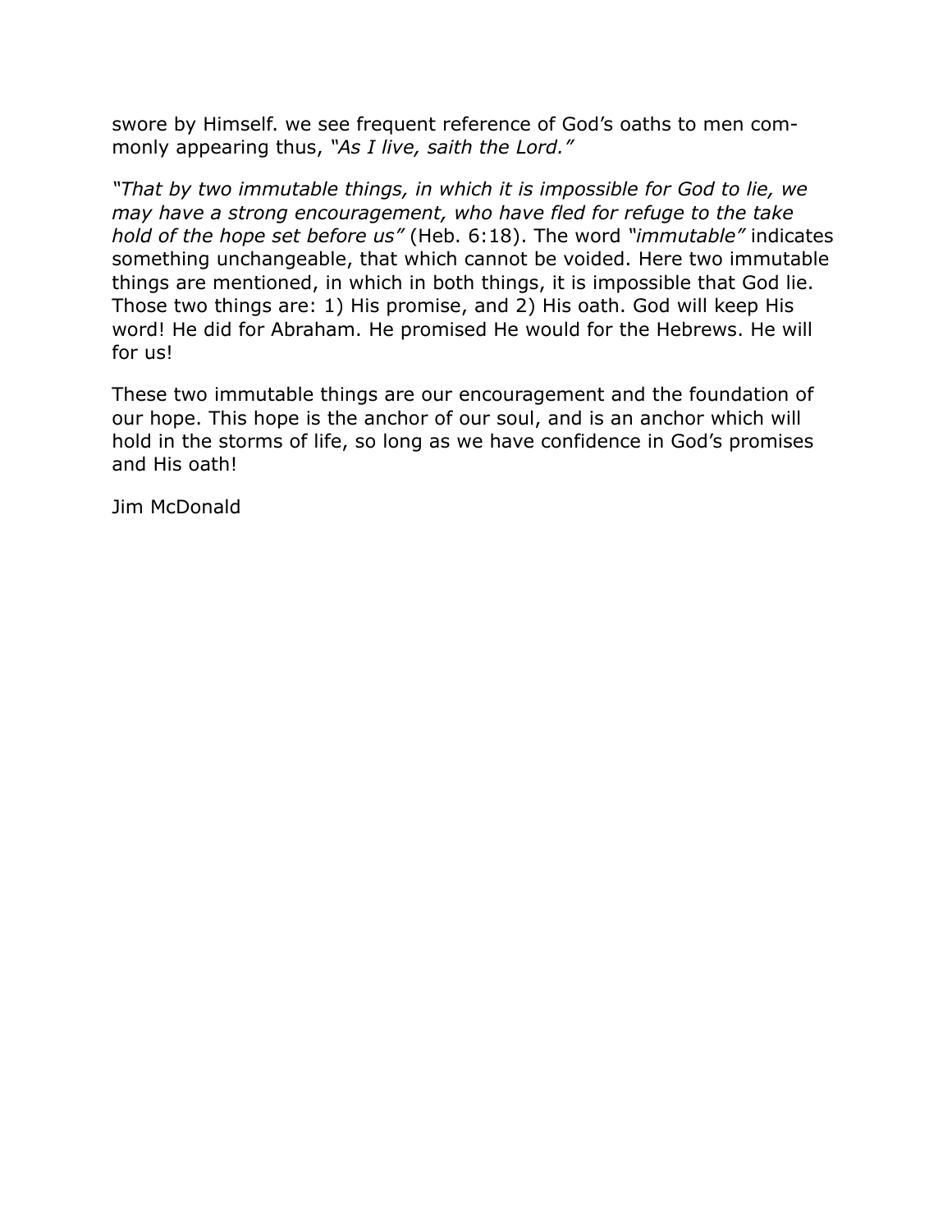swore by Himself. we see frequent reference of God's oaths to men commonly appearing thus, *"As I live, saith the Lord."*

*"That by two immutable things, in which it is impossible for God to lie, we may have a strong encouragement, who have fled for refuge to the take hold of the hope set before us"* (Heb. 6:18). The word *"immutable"* indicates something unchangeable, that which cannot be voided. Here two immutable things are mentioned, in which in both things, it is impossible that God lie. Those two things are: 1) His promise, and 2) His oath. God will keep His word! He did for Abraham. He promised He would for the Hebrews. He will for us!

These two immutable things are our encouragement and the foundation of our hope. This hope is the anchor of our soul, and is an anchor which will hold in the storms of life, so long as we have confidence in God's promises and His oath!

Jim McDonald